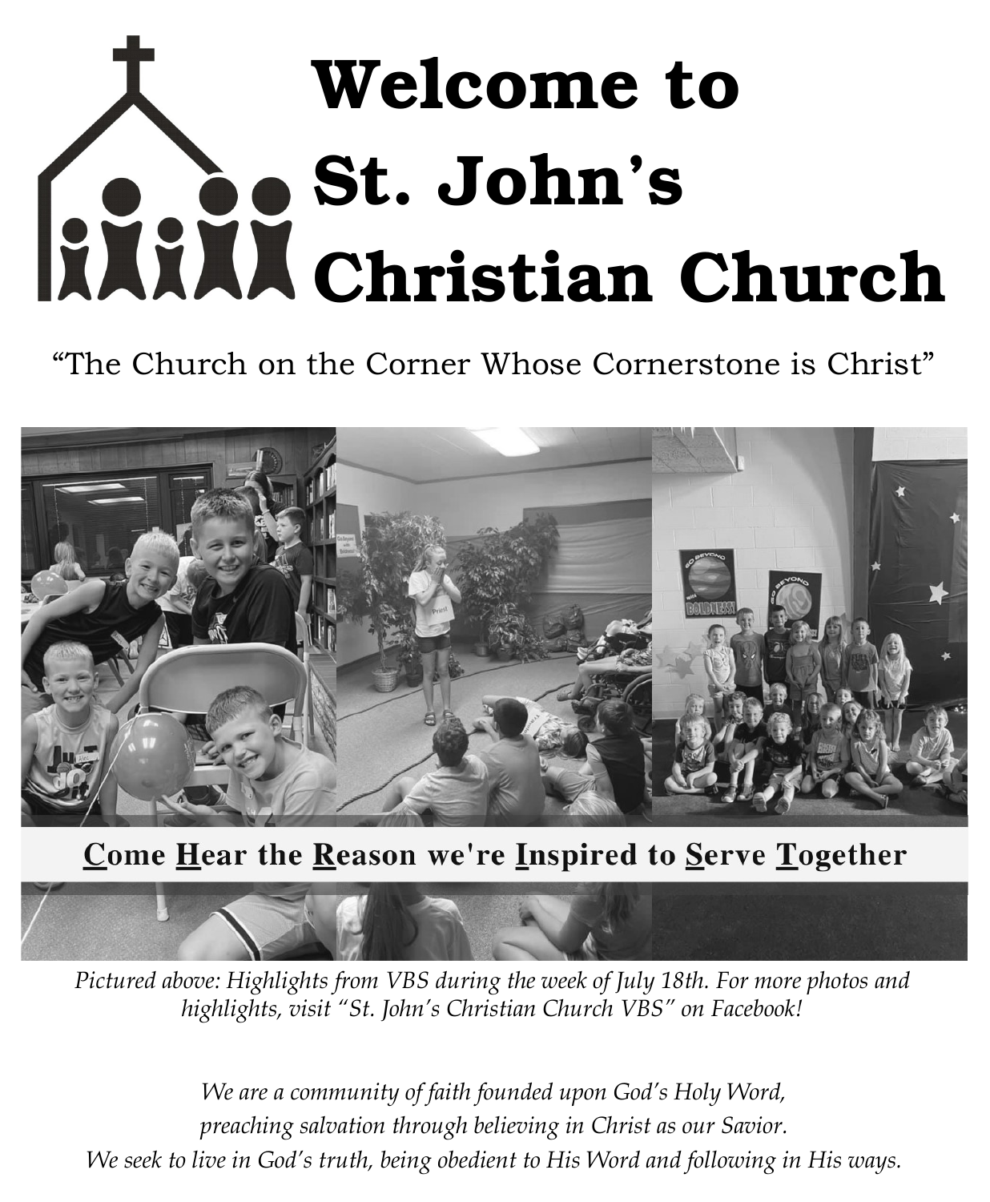# Welcome to St. John's Christian Church

"The Church on the Corner Whose Cornerstone is Christ"

**<u>C</u>ome <u>H</u>ear the <u>R</u>eason we're <u>I</u>nspired to <u>S</u>erve <u>T</u>ogether**

*Pictured above: Highlights from VBS during the week of July 18th. For more photos and highlights, visit "St. John's Christian Church VBS" on Facebook!*

*We are a community of faith founded upon God's Holy Word,*
*preaching salvation through believing in Christ as our Savior.*
*We seek to live in God's truth, being obedient to His Word and following in His ways.*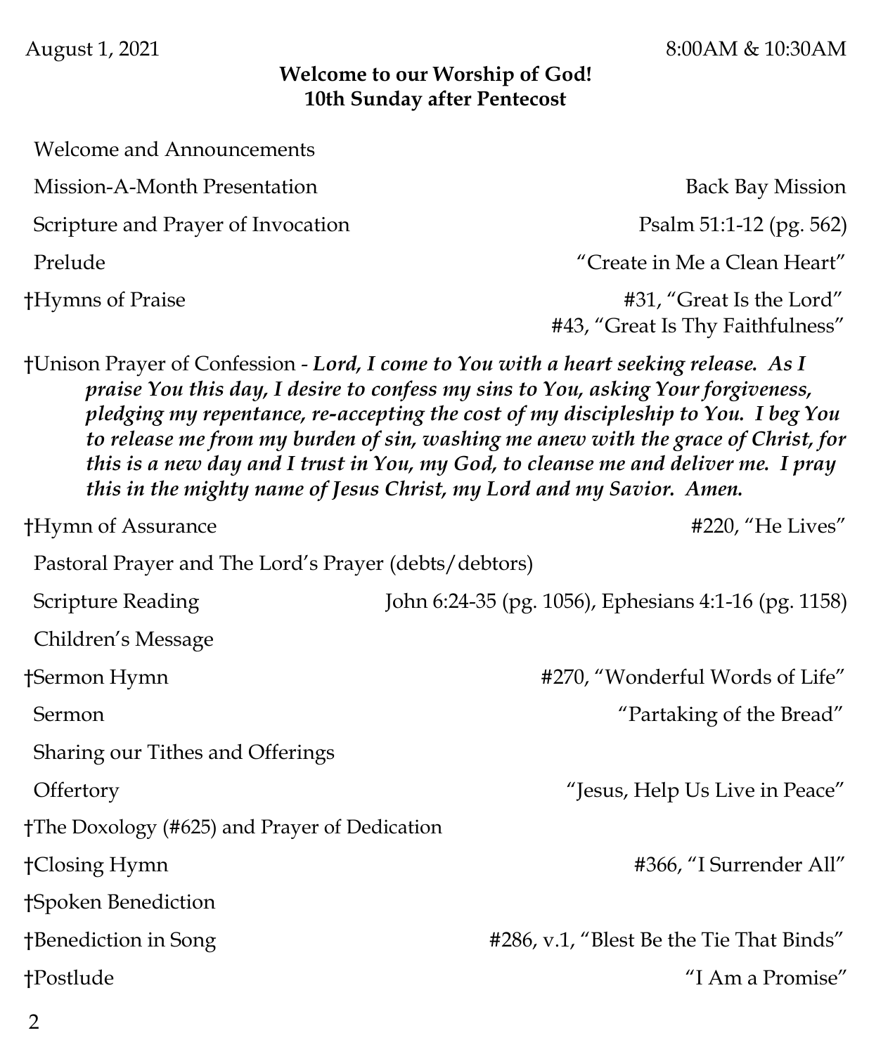August 1, 2021 8:00AM & 10:30AM

**Welcome to our Worship of God!**
**10th Sunday after Pentecost**

Welcome and Announcements

Mission-A-Month Presentation — Back Bay Mission

Scripture and Prayer of Invocation — Psalm 51:1-12 (pg. 562)

Prelude — "Create in Me a Clean Heart"

†Hymns of Praise — #31, "Great Is the Lord"
#43, "Great Is Thy Faithfulness"

†Unison Prayer of Confession - ***Lord, I come to You with a heart seeking release. As I praise You this day, I desire to confess my sins to You, asking Your forgiveness, pledging my repentance, re-accepting the cost of my discipleship to You. I beg You to release me from my burden of sin, washing me anew with the grace of Christ, for this is a new day and I trust in You, my God, to cleanse me and deliver me. I pray this in the mighty name of Jesus Christ, my Lord and my Savior. Amen.***

†Hymn of Assurance — #220, "He Lives"

Pastoral Prayer and The Lord's Prayer (debts/debtors)

Scripture Reading — John 6:24-35 (pg. 1056), Ephesians 4:1-16 (pg. 1158)

Children's Message

†Sermon Hymn — #270, "Wonderful Words of Life"

Sermon — "Partaking of the Bread"

Sharing our Tithes and Offerings

Offertory — "Jesus, Help Us Live in Peace"

†The Doxology (#625) and Prayer of Dedication

†Closing Hymn — #366, "I Surrender All"

†Spoken Benediction

†Benediction in Song — #286, v.1, "Blest Be the Tie That Binds"

†Postlude — "I Am a Promise"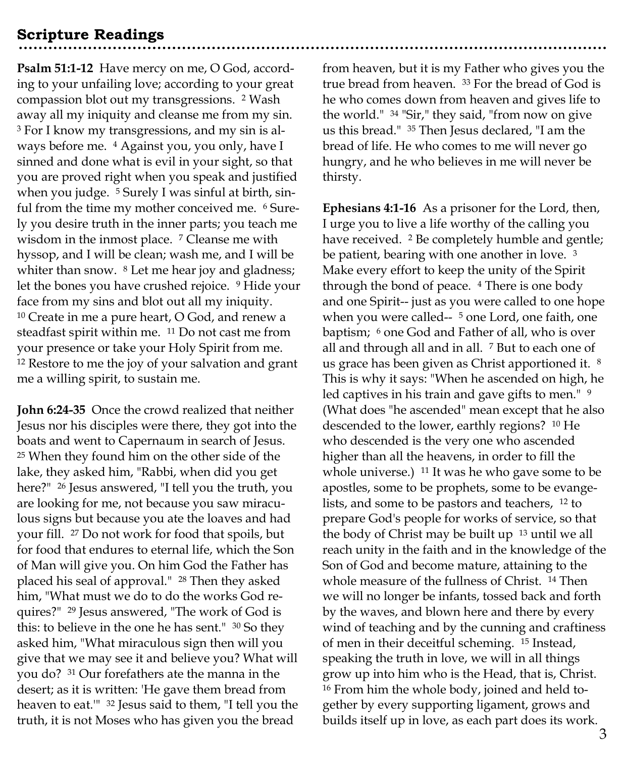## Scripture Readings

**Psalm 51:1-12** Have mercy on me, O God, according to your unfailing love; according to your great compassion blot out my transgressions. [2] Wash away all my iniquity and cleanse me from my sin. [3] For I know my transgressions, and my sin is always before me. [4] Against you, you only, have I sinned and done what is evil in your sight, so that you are proved right when you speak and justified when you judge. [5] Surely I was sinful at birth, sinful from the time my mother conceived me. [6] Surely you desire truth in the inner parts; you teach me wisdom in the inmost place. [7] Cleanse me with hyssop, and I will be clean; wash me, and I will be whiter than snow. [8] Let me hear joy and gladness; let the bones you have crushed rejoice. [9] Hide your face from my sins and blot out all my iniquity. [10] Create in me a pure heart, O God, and renew a steadfast spirit within me. [11] Do not cast me from your presence or take your Holy Spirit from me. [12] Restore to me the joy of your salvation and grant me a willing spirit, to sustain me.

**John 6:24-35** Once the crowd realized that neither Jesus nor his disciples were there, they got into the boats and went to Capernaum in search of Jesus. [25] When they found him on the other side of the lake, they asked him, "Rabbi, when did you get here?" [26] Jesus answered, "I tell you the truth, you are looking for me, not because you saw miraculous signs but because you ate the loaves and had your fill. [27] Do not work for food that spoils, but for food that endures to eternal life, which the Son of Man will give you. On him God the Father has placed his seal of approval." [28] Then they asked him, "What must we do to do the works God requires?" [29] Jesus answered, "The work of God is this: to believe in the one he has sent." [30] So they asked him, "What miraculous sign then will you give that we may see it and believe you? What will you do? [31] Our forefathers ate the manna in the desert; as it is written: 'He gave them bread from heaven to eat.'" [32] Jesus said to them, "I tell you the truth, it is not Moses who has given you the bread from heaven, but it is my Father who gives you the true bread from heaven. [33] For the bread of God is he who comes down from heaven and gives life to the world." [34] "Sir," they said, "from now on give us this bread." [35] Then Jesus declared, "I am the bread of life. He who comes to me will never go hungry, and he who believes in me will never be thirsty.

**Ephesians 4:1-16** As a prisoner for the Lord, then, I urge you to live a life worthy of the calling you have received. [2] Be completely humble and gentle; be patient, bearing with one another in love. [3] Make every effort to keep the unity of the Spirit through the bond of peace. [4] There is one body and one Spirit-- just as you were called to one hope when you were called-- [5] one Lord, one faith, one baptism; [6] one God and Father of all, who is over all and through all and in all. [7] But to each one of us grace has been given as Christ apportioned it. [8] This is why it says: "When he ascended on high, he led captives in his train and gave gifts to men." [9] (What does "he ascended" mean except that he also descended to the lower, earthly regions? [10] He who descended is the very one who ascended higher than all the heavens, in order to fill the whole universe.) [11] It was he who gave some to be apostles, some to be prophets, some to be evangelists, and some to be pastors and teachers, [12] to prepare God's people for works of service, so that the body of Christ may be built up [13] until we all reach unity in the faith and in the knowledge of the Son of God and become mature, attaining to the whole measure of the fullness of Christ. [14] Then we will no longer be infants, tossed back and forth by the waves, and blown here and there by every wind of teaching and by the cunning and craftiness of men in their deceitful scheming. [15] Instead, speaking the truth in love, we will in all things grow up into him who is the Head, that is, Christ. [16] From him the whole body, joined and held together by every supporting ligament, grows and builds itself up in love, as each part does its work.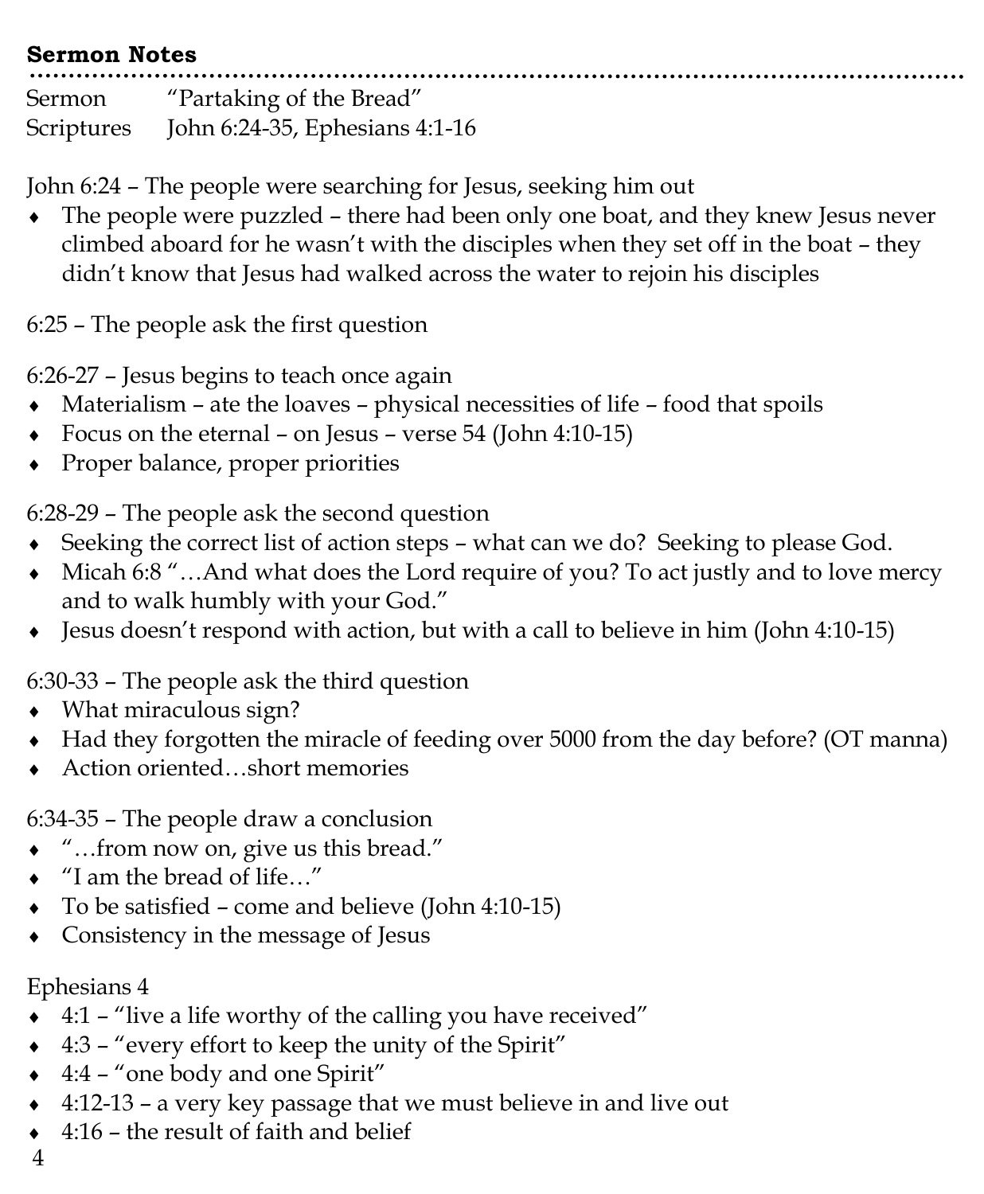## Sermon Notes

Sermon "Partaking of the Bread"
Scriptures John 6:24-35, Ephesians 4:1-16

John 6:24 – The people were searching for Jesus, seeking him out

- The people were puzzled – there had been only one boat, and they knew Jesus never climbed aboard for he wasn't with the disciples when they set off in the boat – they didn't know that Jesus had walked across the water to rejoin his disciples

6:25 – The people ask the first question

6:26-27 – Jesus begins to teach once again

- Materialism – ate the loaves – physical necessities of life – food that spoils
- Focus on the eternal – on Jesus – verse 54 (John 4:10-15)
- Proper balance, proper priorities

6:28-29 – The people ask the second question

- Seeking the correct list of action steps – what can we do? Seeking to please God.
- Micah 6:8 "…And what does the Lord require of you? To act justly and to love mercy and to walk humbly with your God."
- Jesus doesn't respond with action, but with a call to believe in him (John 4:10-15)

6:30-33 – The people ask the third question

- What miraculous sign?
- Had they forgotten the miracle of feeding over 5000 from the day before? (OT manna)
- Action oriented…short memories

6:34-35 – The people draw a conclusion

- "…from now on, give us this bread."
- "I am the bread of life…"
- To be satisfied – come and believe (John 4:10-15)
- Consistency in the message of Jesus

Ephesians 4

- 4:1 – "live a life worthy of the calling you have received"
- 4:3 – "every effort to keep the unity of the Spirit"
- 4:4 – "one body and one Spirit"
- 4:12-13 – a very key passage that we must believe in and live out
- 4:16 – the result of faith and belief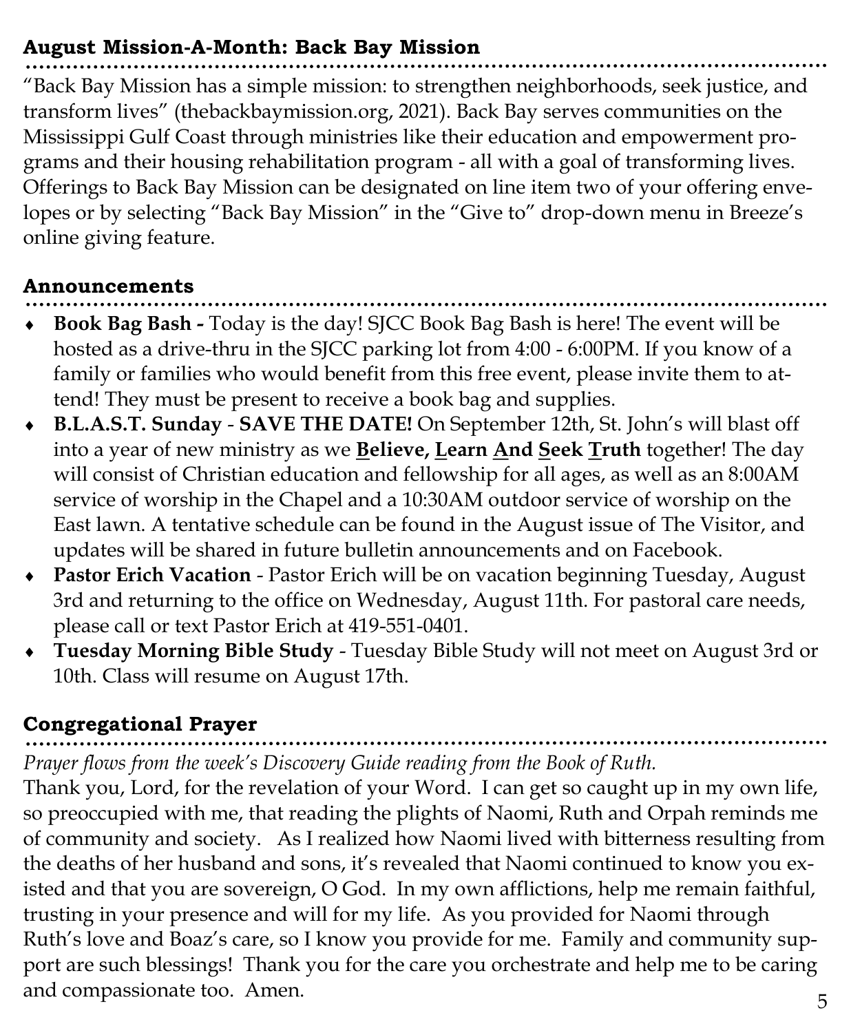## August Mission-A-Month: Back Bay Mission

"Back Bay Mission has a simple mission: to strengthen neighborhoods, seek justice, and transform lives" (thebackbaymission.org, 2021). Back Bay serves communities on the Mississippi Gulf Coast through ministries like their education and empowerment programs and their housing rehabilitation program - all with a goal of transforming lives. Offerings to Back Bay Mission can be designated on line item two of your offering envelopes or by selecting "Back Bay Mission" in the "Give to" drop-down menu in Breeze's online giving feature.

## Announcements

- **Book Bag Bash -** Today is the day! SJCC Book Bag Bash is here! The event will be hosted as a drive-thru in the SJCC parking lot from 4:00 - 6:00PM. If you know of a family or families who would benefit from this free event, please invite them to attend! They must be present to receive a book bag and supplies.
- **B.L.A.S.T. Sunday** - **SAVE THE DATE!** On September 12th, St. John's will blast off into a year of new ministry as we **<u>B</u>elieve, <u>L</u>earn <u>A</u>nd <u>S</u>eek <u>T</u>ruth** together! The day will consist of Christian education and fellowship for all ages, as well as an 8:00AM service of worship in the Chapel and a 10:30AM outdoor service of worship on the East lawn. A tentative schedule can be found in the August issue of The Visitor, and updates will be shared in future bulletin announcements and on Facebook.
- **Pastor Erich Vacation** - Pastor Erich will be on vacation beginning Tuesday, August 3rd and returning to the office on Wednesday, August 11th. For pastoral care needs, please call or text Pastor Erich at 419-551-0401.
- **Tuesday Morning Bible Study** - Tuesday Bible Study will not meet on August 3rd or 10th. Class will resume on August 17th.

## Congregational Prayer

*Prayer flows from the week's Discovery Guide reading from the Book of Ruth.*

Thank you, Lord, for the revelation of your Word. I can get so caught up in my own life, so preoccupied with me, that reading the plights of Naomi, Ruth and Orpah reminds me of community and society. As I realized how Naomi lived with bitterness resulting from the deaths of her husband and sons, it's revealed that Naomi continued to know you existed and that you are sovereign, O God. In my own afflictions, help me remain faithful, trusting in your presence and will for my life. As you provided for Naomi through Ruth's love and Boaz's care, so I know you provide for me. Family and community support are such blessings! Thank you for the care you orchestrate and help me to be caring and compassionate too. Amen.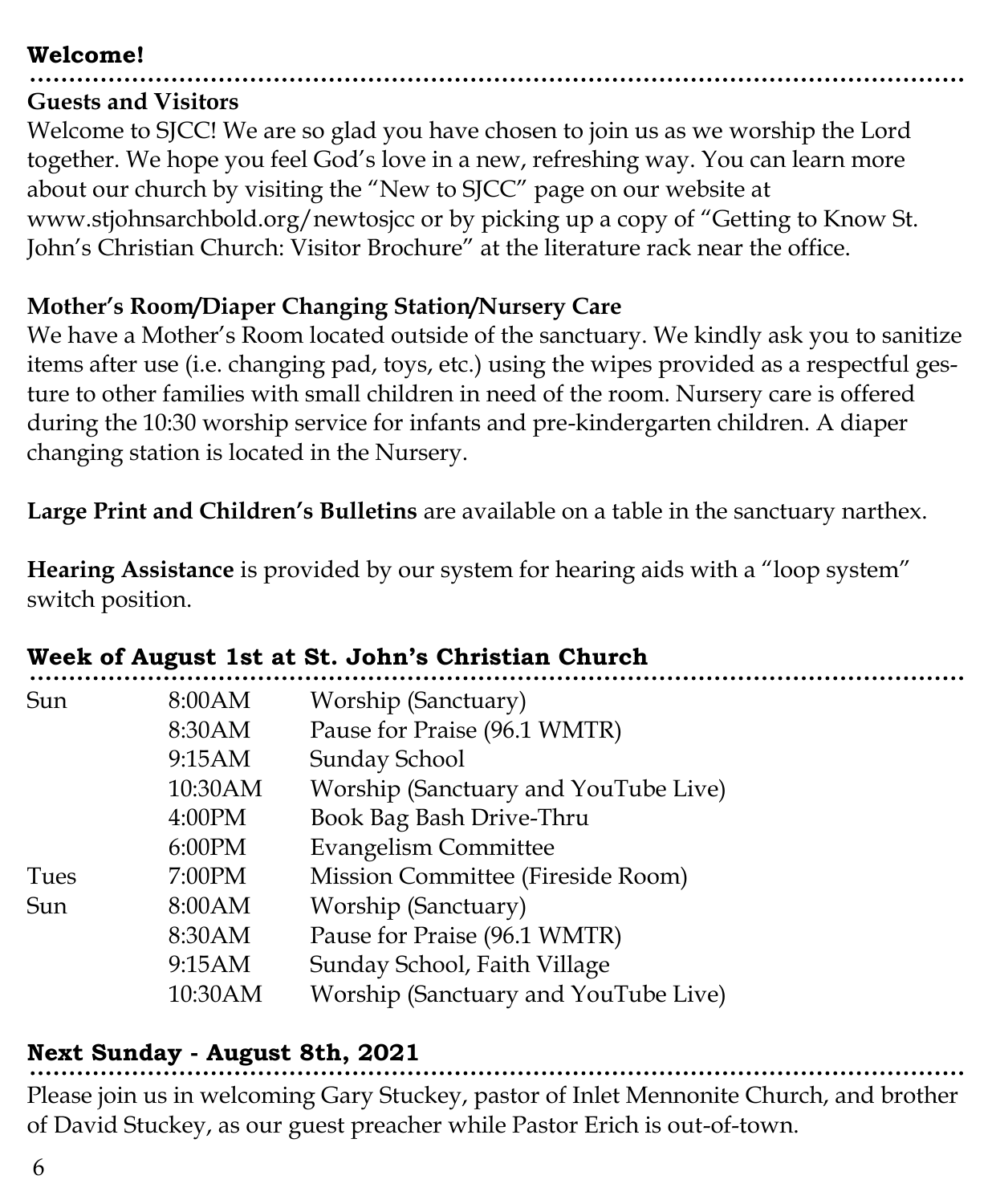## Welcome!

### Guests and Visitors

Welcome to SJCC! We are so glad you have chosen to join us as we worship the Lord together. We hope you feel God's love in a new, refreshing way. You can learn more about our church by visiting the "New to SJCC" page on our website at www.stjohnsarchbold.org/newtosjcc or by picking up a copy of "Getting to Know St. John's Christian Church: Visitor Brochure" at the literature rack near the office.

### Mother's Room/Diaper Changing Station/Nursery Care

We have a Mother's Room located outside of the sanctuary. We kindly ask you to sanitize items after use (i.e. changing pad, toys, etc.) using the wipes provided as a respectful gesture to other families with small children in need of the room. Nursery care is offered during the 10:30 worship service for infants and pre-kindergarten children. A diaper changing station is located in the Nursery.

**Large Print and Children's Bulletins** are available on a table in the sanctuary narthex.

**Hearing Assistance** is provided by our system for hearing aids with a "loop system" switch position.

## Week of August 1st at St. John's Christian Church

| | | |
|---|---|---|
| Sun | 8:00AM | Worship (Sanctuary) |
| | 8:30AM | Pause for Praise (96.1 WMTR) |
| | 9:15AM | Sunday School |
| | 10:30AM | Worship (Sanctuary and YouTube Live) |
| | 4:00PM | Book Bag Bash Drive-Thru |
| | 6:00PM | Evangelism Committee |
| Tues | 7:00PM | Mission Committee (Fireside Room) |
| Sun | 8:00AM | Worship (Sanctuary) |
| | 8:30AM | Pause for Praise (96.1 WMTR) |
| | 9:15AM | Sunday School, Faith Village |
| | 10:30AM | Worship (Sanctuary and YouTube Live) |

## Next Sunday - August 8th, 2021

Please join us in welcoming Gary Stuckey, pastor of Inlet Mennonite Church, and brother of David Stuckey, as our guest preacher while Pastor Erich is out-of-town.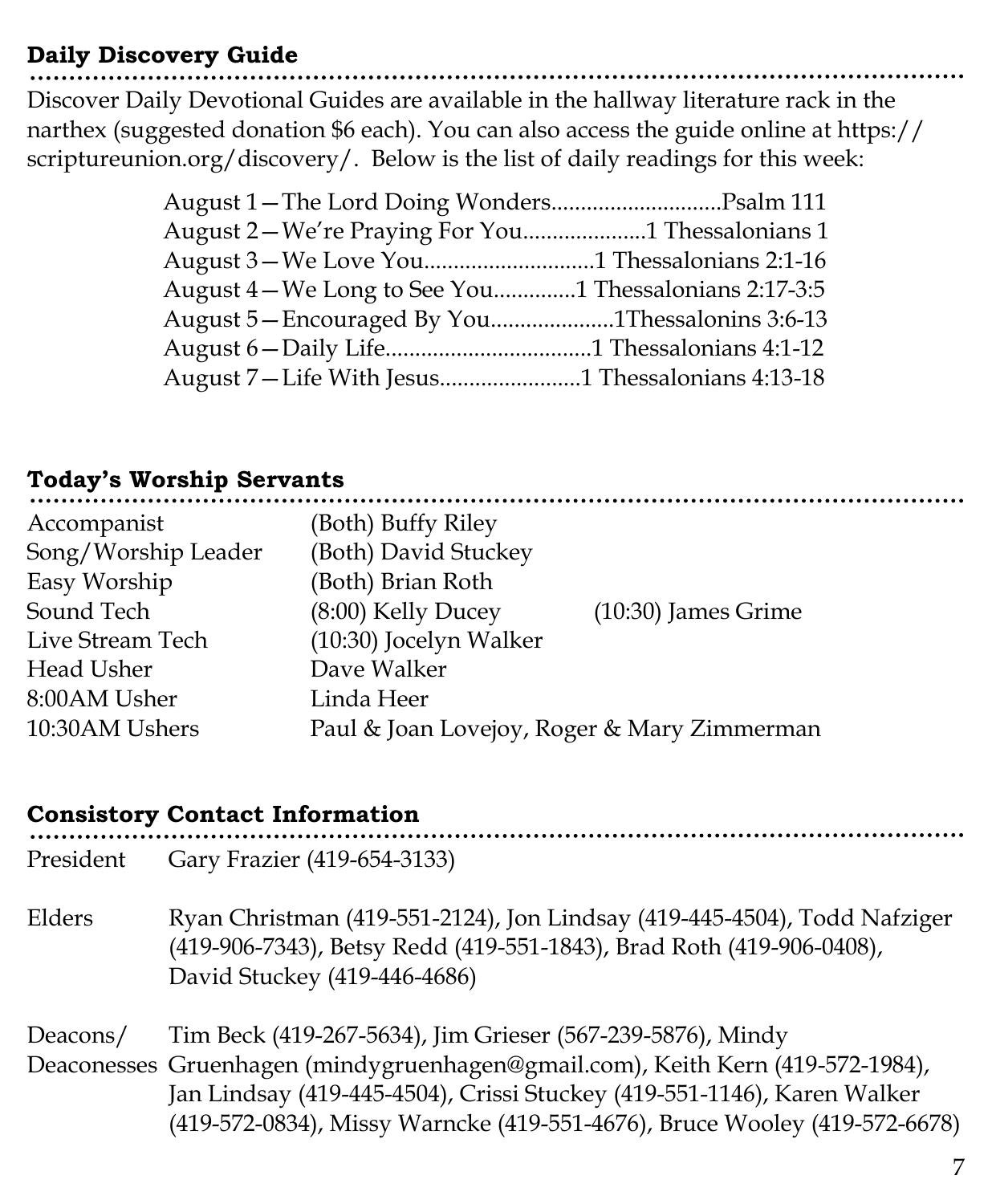## Daily Discovery Guide

Discover Daily Devotional Guides are available in the hallway literature rack in the narthex (suggested donation $6 each). You can also access the guide online at https://scriptureunion.org/discovery/. Below is the list of daily readings for this week:

August 1—The Lord Doing Wonders............................Psalm 111
August 2—We're Praying For You....................1 Thessalonians 1
August 3—We Love You.............................1 Thessalonians 2:1-16
August 4—We Long to See You.............1 Thessalonians 2:17-3:5
August 5—Encouraged By You.....................1Thessalonins 3:6-13
August 6—Daily Life...................................1 Thessalonians 4:1-12
August 7—Life With Jesus........................1 Thessalonians 4:13-18

## Today's Worship Servants

| | | |
|---|---|---|
| Accompanist | (Both) Buffy Riley | |
| Song/Worship Leader | (Both) David Stuckey | |
| Easy Worship | (Both) Brian Roth | |
| Sound Tech | (8:00) Kelly Ducey | (10:30) James Grime |
| Live Stream Tech | (10:30) Jocelyn Walker | |
| Head Usher | Dave Walker | |
| 8:00AM Usher | Linda Heer | |
| 10:30AM Ushers | Paul & Joan Lovejoy, Roger & Mary Zimmerman | |

## Consistory Contact Information

| | |
|---|---|
| President | Gary Frazier (419-654-3133) |
| Elders | Ryan Christman (419-551-2124), Jon Lindsay (419-445-4504), Todd Nafziger (419-906-7343), Betsy Redd (419-551-1843), Brad Roth (419-906-0408), David Stuckey (419-446-4686) |
| Deacons/ Deaconesses | Tim Beck (419-267-5634), Jim Grieser (567-239-5876), Mindy Gruenhagen (mindygruenhagen@gmail.com), Keith Kern (419-572-1984), Jan Lindsay (419-445-4504), Crissi Stuckey (419-551-1146), Karen Walker (419-572-0834), Missy Warncke (419-551-4676), Bruce Wooley (419-572-6678) |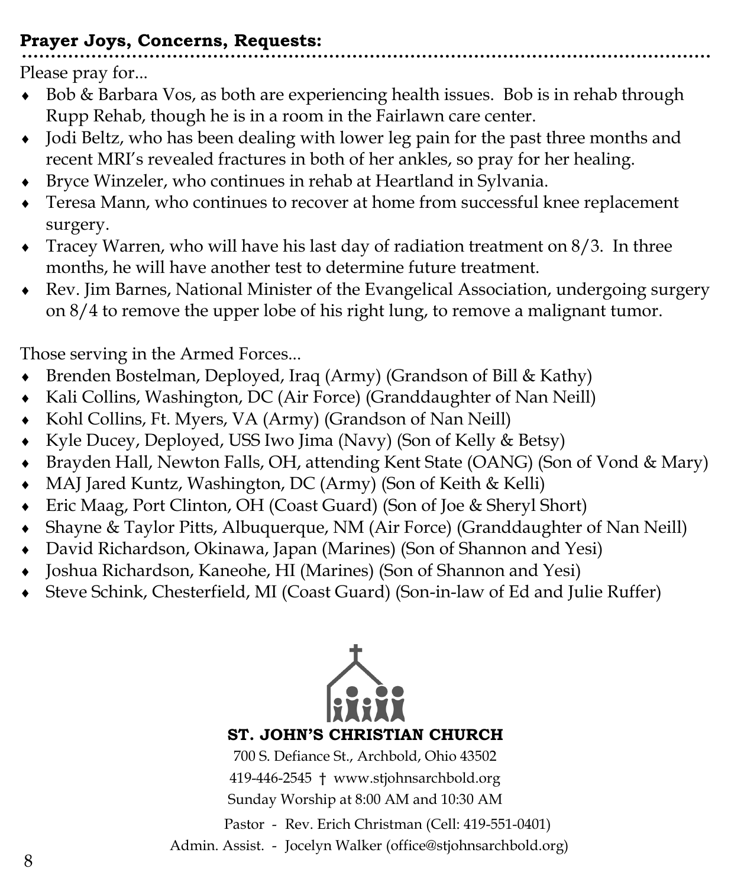**Prayer Joys, Concerns, Requests:**

Please pray for...

- Bob & Barbara Vos, as both are experiencing health issues. Bob is in rehab through Rupp Rehab, though he is in a room in the Fairlawn care center.
- Jodi Beltz, who has been dealing with lower leg pain for the past three months and recent MRI's revealed fractures in both of her ankles, so pray for her healing.
- Bryce Winzeler, who continues in rehab at Heartland in Sylvania.
- Teresa Mann, who continues to recover at home from successful knee replacement surgery.
- Tracey Warren, who will have his last day of radiation treatment on 8/3. In three months, he will have another test to determine future treatment.
- Rev. Jim Barnes, National Minister of the Evangelical Association, undergoing surgery on 8/4 to remove the upper lobe of his right lung, to remove a malignant tumor.

Those serving in the Armed Forces...

- Brenden Bostelman, Deployed, Iraq (Army) (Grandson of Bill & Kathy)
- Kali Collins, Washington, DC (Air Force) (Granddaughter of Nan Neill)
- Kohl Collins, Ft. Myers, VA (Army) (Grandson of Nan Neill)
- Kyle Ducey, Deployed, USS Iwo Jima (Navy) (Son of Kelly & Betsy)
- Brayden Hall, Newton Falls, OH, attending Kent State (OANG) (Son of Vond & Mary)
- MAJ Jared Kuntz, Washington, DC (Army) (Son of Keith & Kelli)
- Eric Maag, Port Clinton, OH (Coast Guard) (Son of Joe & Sheryl Short)
- Shayne & Taylor Pitts, Albuquerque, NM (Air Force) (Granddaughter of Nan Neill)
- David Richardson, Okinawa, Japan (Marines) (Son of Shannon and Yesi)
- Joshua Richardson, Kaneohe, HI (Marines) (Son of Shannon and Yesi)
- Steve Schink, Chesterfield, MI (Coast Guard) (Son-in-law of Ed and Julie Ruffer)

**ST. JOHN'S CHRISTIAN CHURCH**

700 S. Defiance St., Archbold, Ohio 43502

419-446-2545 † www.stjohnsarchbold.org

Sunday Worship at 8:00 AM and 10:30 AM

Pastor - Rev. Erich Christman (Cell: 419-551-0401)

Admin. Assist. - Jocelyn Walker (office@stjohnsarchbold.org)